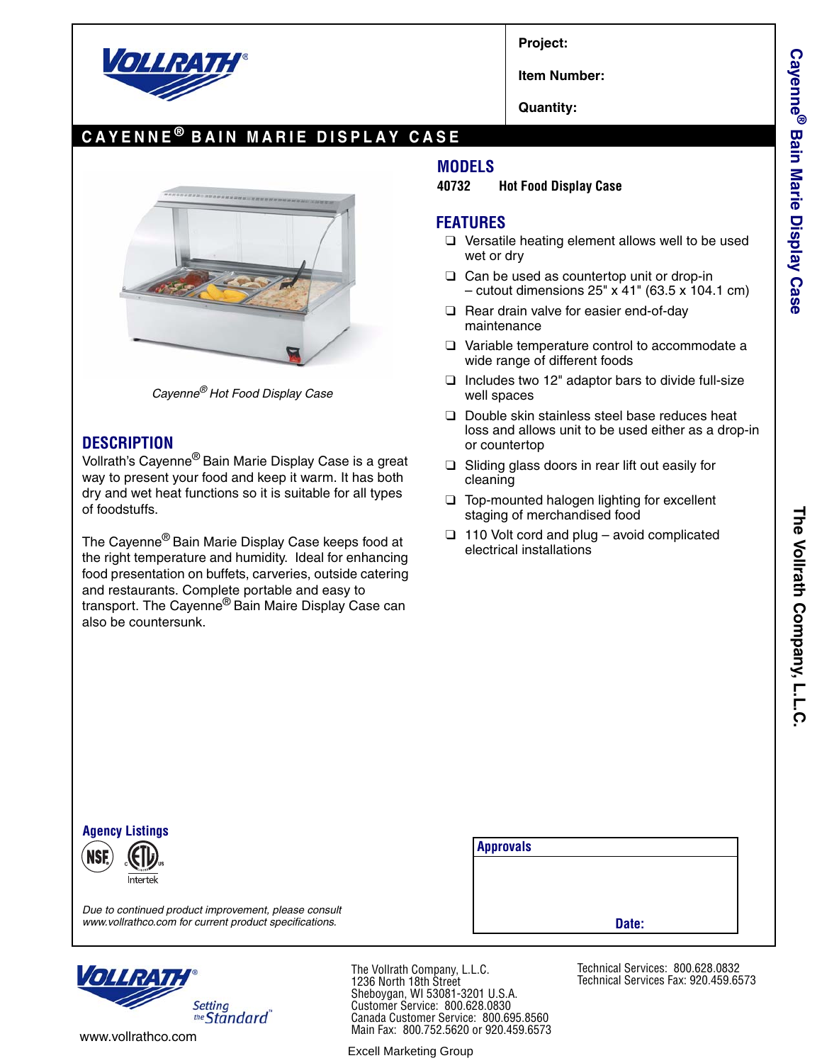**Project:**

**Item Number:**

**Quantity:**

# CAYENNE® BAIN MARIE DISPLAY CASE

*Cayenne® Hot Food Display Case*

## MODELS

**40732 Hot Food Display Case**

## FEATURES

- Versatile heating element allows well to be used wet or dry
- Can be used as countertop unit or drop-in – cutout dimensions 25" x 41" (63.5 x 104.1 cm)
- Rear drain valve for easier end-of-day maintenance
- Variable temperature control to accommodate a wide range of different foods
- Includes two 12" adaptor bars to divide full-size well spaces
- Double skin stainless steel base reduces heat loss and allows unit to be used either as a drop-in or countertop
- Sliding glass doors in rear lift out easily for cleaning
- Top-mounted halogen lighting for excellent staging of merchandised food
- 110 Volt cord and plug – avoid complicated electrical installations

## DESCRIPTION

Vollrath's Cayenne® Bain Marie Display Case is a great way to present your food and keep it warm. It has both dry and wet heat functions so it is suitable for all types of foodstuffs.

The Cayenne® Bain Marie Display Case keeps food at the right temperature and humidity. Ideal for enhancing food presentation on buffets, carveries, outside catering and restaurants. Complete portable and easy to transport. The Cayenne® Bain Maire Display Case can also be countersunk.

### Agency Listings

NSF, ETL Intertek

*Due to continued product improvement, please consult www.vollrathco.com for current product specifications.*

**Approvals**

**Date:**

The Vollrath Company, L.L.C.
1236 North 18th Street
Sheboygan, WI 53081-3201 U.S.A.
Customer Service: 800.628.0830
Canada Customer Service: 800.695.8560
Main Fax: 800.752.5620 or 920.459.6573

Technical Services: 800.628.0832
Technical Services Fax: 920.459.6573

Setting the Standard™

www.vollrathco.com

Excell Marketing Group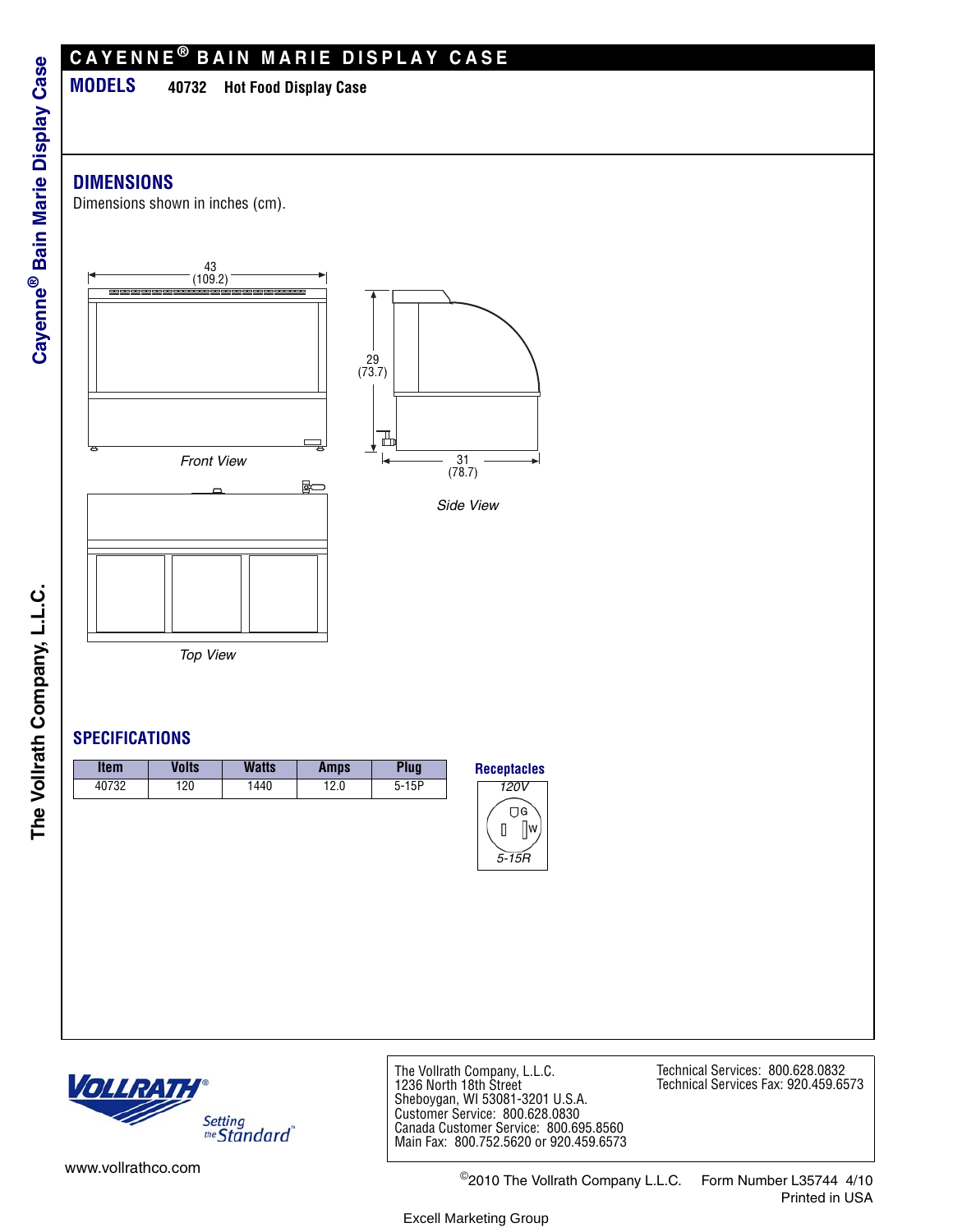# CAYENNE® BAIN MARIE DISPLAY CASE

## MODELS

**40732 Hot Food Display Case**

## DIMENSIONS

Dimensions shown in inches (cm).

43
(109.2)

*Front View*

29
(73.7)

31
(78.7)

*Side View*

*Top View*

## SPECIFICATIONS

| Item | Volts | Watts | Amps | Plug |
|---|---|---|---|---|
| 40732 | 120 | 1440 | 12.0 | 5-15P |

**Receptacles**

120V

G

W

5-15R

The Vollrath Company, L.L.C.
1236 North 18th Street
Sheboygan, WI 53081-3201 U.S.A.
Customer Service: 800.628.0830
Canada Customer Service: 800.695.8560
Main Fax: 800.752.5620 or 920.459.6573

Technical Services: 800.628.0832
Technical Services Fax: 920.459.6573

VOLLRATH® Setting the Standard™

www.vollrathco.com

©2010 The Vollrath Company L.L.C. Form Number L35744 4/10
Printed in USA

Excell Marketing Group